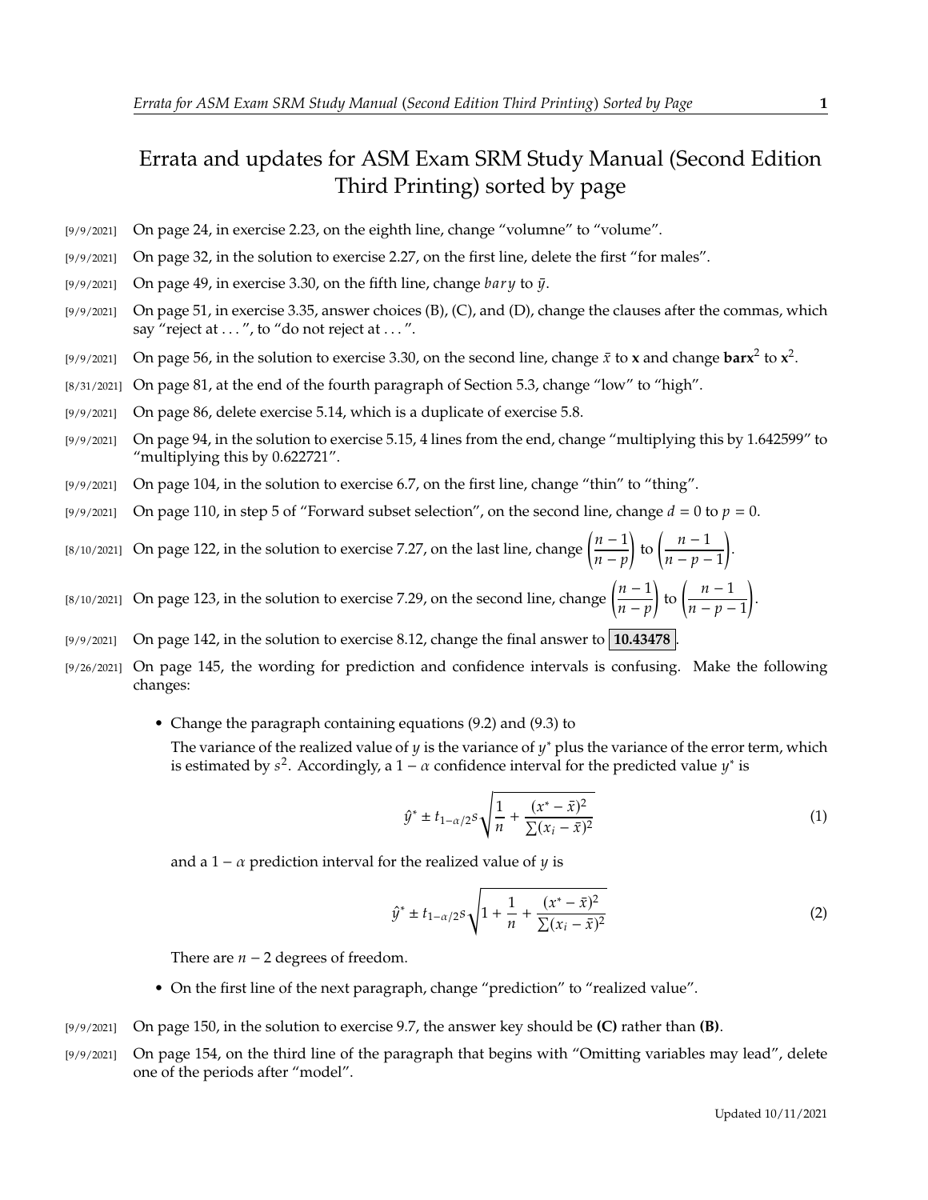# Errata and updates for ASM Exam SRM Study Manual (Second Edition Third Printing) sorted by page

[9/9/2021] On page 24, in exercise 2.23, on the eighth line, change "volumne" to "volume".

[9/9/2021] On page 32, in the solution to exercise 2.27, on the first line, delete the first "for males".

[9/9/2021] On page 49, in exercise 3.30, on the fifth line, change $bary$ to $\bar{y}$.

[9/9/2021] On page 51, in exercise 3.35, answer choices (B), (C), and (D), change the clauses after the commas, which say "reject at . . . ", to "do not reject at . . . ".

[9/9/2021] On page 56, in the solution to exercise 3.30, on the second line, change $\bar{x}$ to $\mathbf{x}$ and change $\mathbf{barx}^2$ to $\mathbf{x}^2$.

[8/31/2021] On page 81, at the end of the fourth paragraph of Section 5.3, change "low" to "high".

[9/9/2021] On page 86, delete exercise 5.14, which is a duplicate of exercise 5.8.

[9/9/2021] On page 94, in the solution to exercise 5.15, 4 lines from the end, change "multiplying this by 1.642599" to "multiplying this by 0.622721".

[9/9/2021] On page 104, in the solution to exercise 6.7, on the first line, change "thin" to "thing".

[9/9/2021] On page 110, in step 5 of "Forward subset selection", on the second line, change $d = 0$ to $p = 0$.

[8/10/2021] On page 122, in the solution to exercise 7.27, on the last line, change $\left(\dfrac{n-1}{n-p}\right)$ to $\left(\dfrac{n-1}{n-p-1}\right)$.

[8/10/2021] On page 123, in the solution to exercise 7.29, on the second line, change $\left(\dfrac{n-1}{n-p}\right)$ to $\left(\dfrac{n-1}{n-p-1}\right)$.

[9/9/2021] On page 142, in the solution to exercise 8.12, change the final answer to **10.43478**.

[9/26/2021] On page 145, the wording for prediction and confidence intervals is confusing. Make the following changes:

- Change the paragraph containing equations (9.2) and (9.3) to

  The variance of the realized value of $y$ is the variance of $y^*$ plus the variance of the error term, which is estimated by $s^2$. Accordingly, a $1-\alpha$ confidence interval for the predicted value $y^*$ is

$$\hat{y}^* \pm t_{1-\alpha/2} s \sqrt{\frac{1}{n} + \frac{(x^* - \bar{x})^2}{\sum (x_i - \bar{x})^2}} \tag{1}$$

  and a $1-\alpha$ prediction interval for the realized value of $y$ is

$$\hat{y}^* \pm t_{1-\alpha/2} s \sqrt{1 + \frac{1}{n} + \frac{(x^* - \bar{x})^2}{\sum (x_i - \bar{x})^2}} \tag{2}$$

  There are $n-2$ degrees of freedom.

- On the first line of the next paragraph, change "prediction" to "realized value".

[9/9/2021] On page 150, in the solution to exercise 9.7, the answer key should be **(C)** rather than **(B)**.

[9/9/2021] On page 154, on the third line of the paragraph that begins with "Omitting variables may lead", delete one of the periods after "model".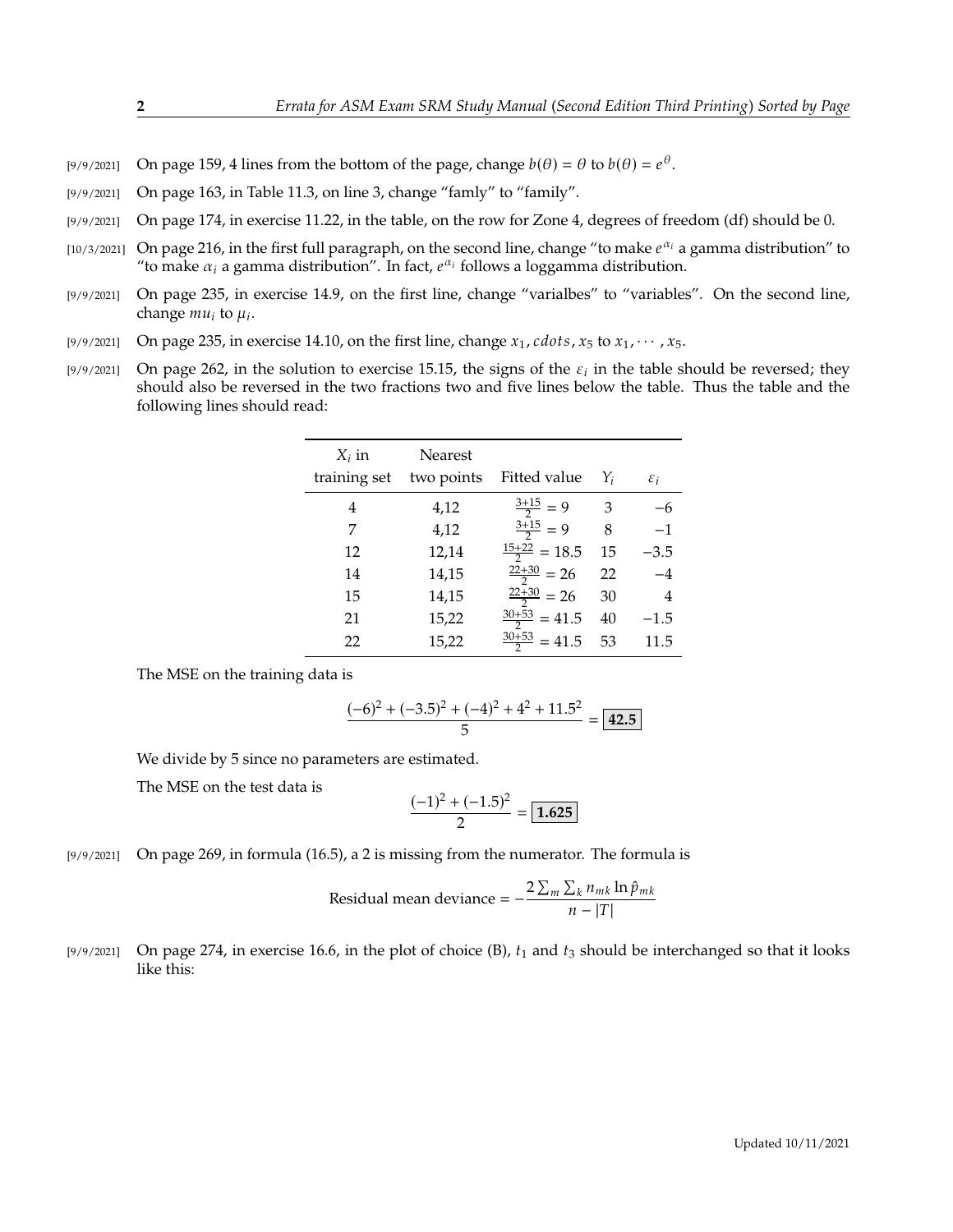[9/9/2021] On page 159, 4 lines from the bottom of the page, change $b(\theta) = \theta$ to $b(\theta) = e^{\theta}$.

[9/9/2021] On page 163, in Table 11.3, on line 3, change "famly" to "family".

[9/9/2021] On page 174, in exercise 11.22, in the table, on the row for Zone 4, degrees of freedom (df) should be 0.

[10/3/2021] On page 216, in the first full paragraph, on the second line, change "to make $e^{\alpha_i}$ a gamma distribution" to "to make $\alpha_i$ a gamma distribution". In fact, $e^{\alpha_i}$ follows a loggamma distribution.

[9/9/2021] On page 235, in exercise 14.9, on the first line, change "varialbes" to "variables". On the second line, change $mu_i$ to $\mu_i$.

[9/9/2021] On page 235, in exercise 14.10, on the first line, change $x_1, cdots, x_5$ to $x_1, \cdots, x_5$.

[9/9/2021] On page 262, in the solution to exercise 15.15, the signs of the $\varepsilon_i$ in the table should be reversed; they should also be reversed in the two fractions two and five lines below the table. Thus the table and the following lines should read:

| $X_i$ in training set | Nearest two points | Fitted value | $Y_i$ | $\varepsilon_i$ |
|---|---|---|---|---|
| 4 | 4,12 | $\frac{3+15}{2} = 9$ | 3 | $-6$ |
| 7 | 4,12 | $\frac{3+15}{2} = 9$ | 8 | $-1$ |
| 12 | 12,14 | $\frac{15+22}{2} = 18.5$ | 15 | $-3.5$ |
| 14 | 14,15 | $\frac{22+30}{2} = 26$ | 22 | $-4$ |
| 15 | 14,15 | $\frac{22+30}{2} = 26$ | 30 | 4 |
| 21 | 15,22 | $\frac{30+53}{2} = 41.5$ | 40 | $-1.5$ |
| 22 | 15,22 | $\frac{30+53}{2} = 41.5$ | 53 | 11.5 |

The MSE on the training data is

$$\frac{(-6)^2 + (-3.5)^2 + (-4)^2 + 4^2 + 11.5^2}{5} = \boxed{\mathbf{42.5}}$$

We divide by 5 since no parameters are estimated.

The MSE on the test data is

$$\frac{(-1)^2 + (-1.5)^2}{2} = \boxed{\mathbf{1.625}}$$

[9/9/2021] On page 269, in formula (16.5), a 2 is missing from the numerator. The formula is

$$\text{Residual mean deviance} = -\frac{2\sum_m \sum_k n_{mk} \ln \hat{p}_{mk}}{n - |T|}$$

[9/9/2021] On page 274, in exercise 16.6, in the plot of choice (B), $t_1$ and $t_3$ should be interchanged so that it looks like this: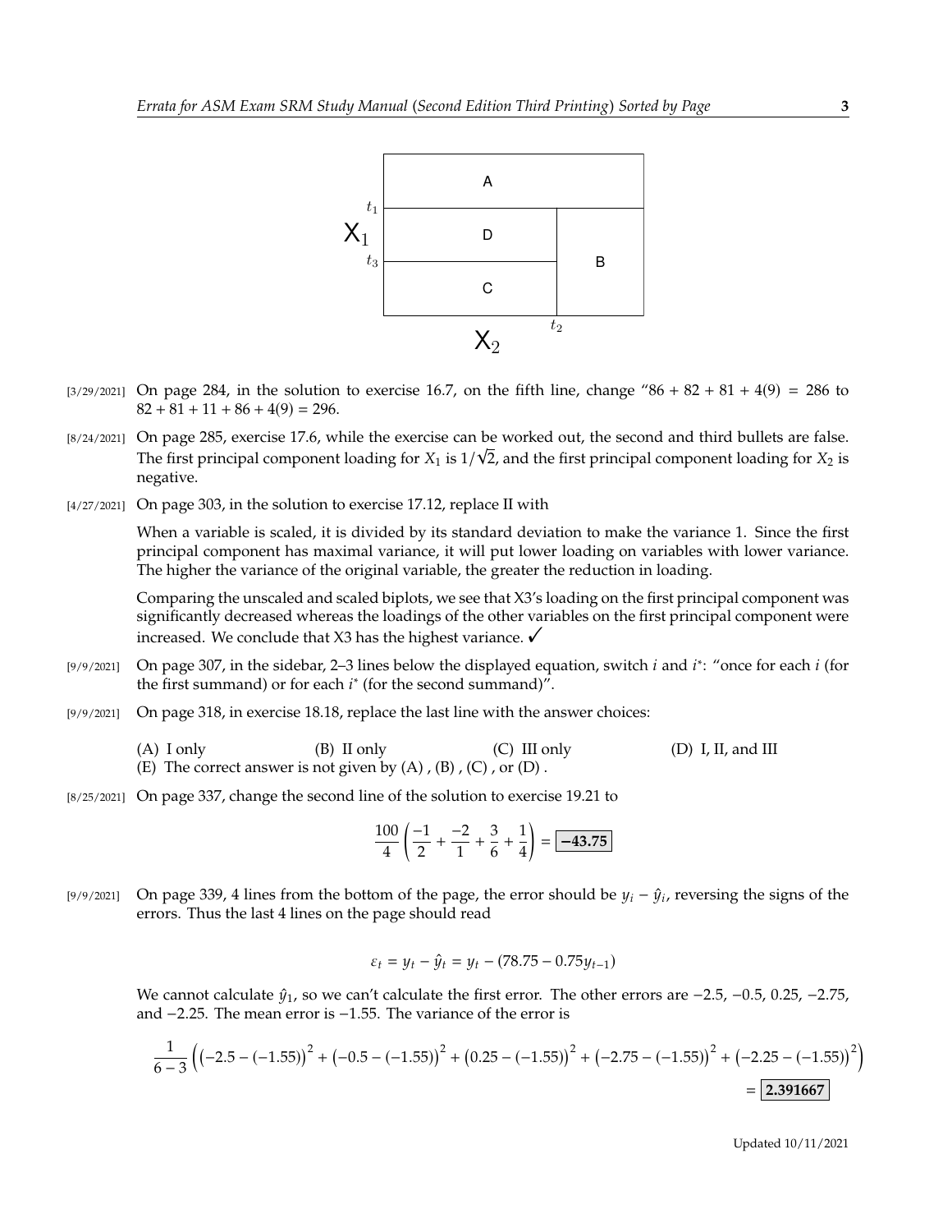[3/29/2021] On page 284, in the solution to exercise 16.7, on the fifth line, change "86 + 82 + 81 + 4(9) = 286 to 82 + 81 + 11 + 86 + 4(9) = 296.

[8/24/2021] On page 285, exercise 17.6, while the exercise can be worked out, the second and third bullets are false. The first principal component loading for $X_1$ is $1/\sqrt{2}$, and the first principal component loading for $X_2$ is negative.

[4/27/2021] On page 303, in the solution to exercise 17.12, replace II with

When a variable is scaled, it is divided by its standard deviation to make the variance 1. Since the first principal component has maximal variance, it will put lower loading on variables with lower variance. The higher the variance of the original variable, the greater the reduction in loading.

Comparing the unscaled and scaled biplots, we see that X3's loading on the first principal component was significantly decreased whereas the loadings of the other variables on the first principal component were increased. We conclude that X3 has the highest variance. ✓

[9/9/2021] On page 307, in the sidebar, 2–3 lines below the displayed equation, switch $i$ and $i^*$: "once for each $i$ (for the first summand) or for each $i^*$ (for the second summand)".

[9/9/2021] On page 318, in exercise 18.18, replace the last line with the answer choices:

(A) I only (B) II only (C) III only (D) I, II, and III
(E) The correct answer is not given by (A) , (B) , (C) , or (D) .

[8/25/2021] On page 337, change the second line of the solution to exercise 19.21 to

$$\frac{100}{4}\left(\frac{-1}{2}+\frac{-2}{1}+\frac{3}{6}+\frac{1}{4}\right)=\boxed{\mathbf{-43.75}}$$

[9/9/2021] On page 339, 4 lines from the bottom of the page, the error should be $y_i - \hat{y}_i$, reversing the signs of the errors. Thus the last 4 lines on the page should read

$$\varepsilon_t = y_t - \hat{y}_t = y_t - (78.75 - 0.75y_{t-1})$$

We cannot calculate $\hat{y}_1$, so we can't calculate the first error. The other errors are −2.5, −0.5, 0.25, −2.75, and −2.25. The mean error is −1.55. The variance of the error is

$$\frac{1}{6-3}\left(\left(-2.5-(-1.55)\right)^2+\left(-0.5-(-1.55)\right)^2+\left(0.25-(-1.55)\right)^2+\left(-2.75-(-1.55)\right)^2+\left(-2.25-(-1.55)\right)^2\right)$$
$$=\boxed{\mathbf{2.391667}}$$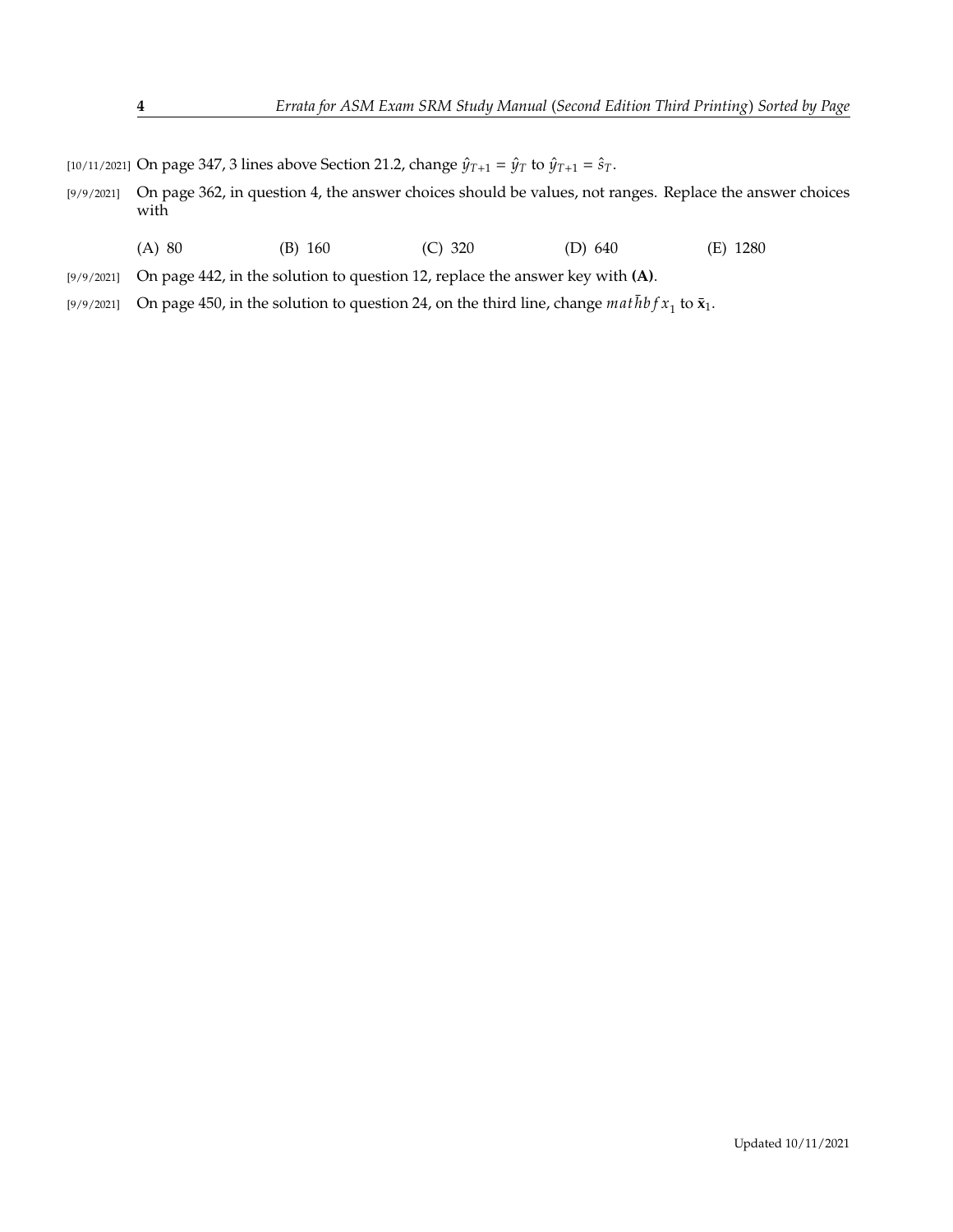[10/11/2021] On page 347, 3 lines above Section 21.2, change $\hat{y}_{T+1} = \hat{y}_T$ to $\hat{y}_{T+1} = \hat{s}_T$.

[9/9/2021] On page 362, in question 4, the answer choices should be values, not ranges. Replace the answer choices with

(A) 80 (B) 160 (C) 320 (D) 640 (E) 1280

[9/9/2021] On page 442, in the solution to question 12, replace the answer key with **(A)**.

[9/9/2021] On page 450, in the solution to question 24, on the third line, change $mat\bar{h}bfx_1$ to $\bar{\mathbf{x}}_1$.